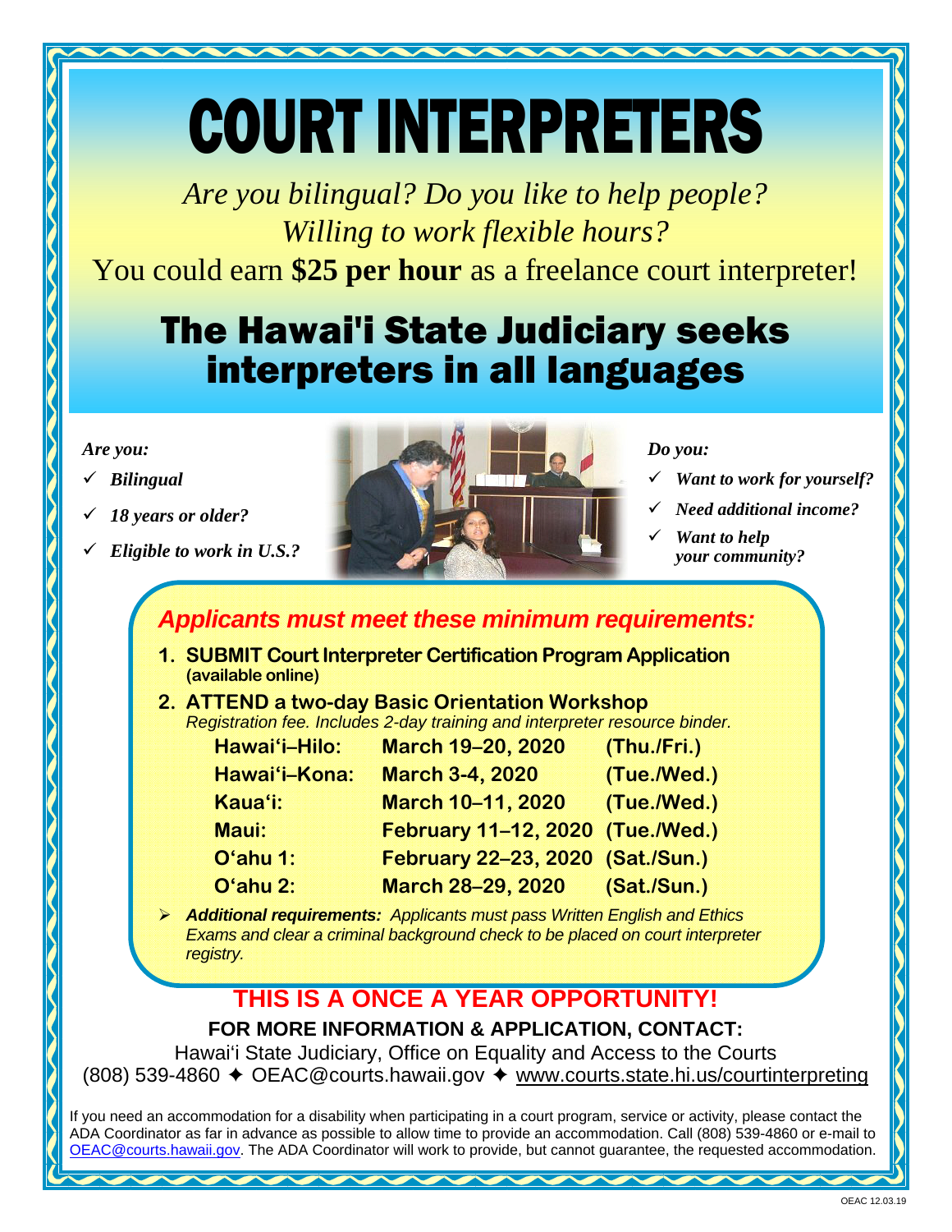# COURT INTERPRETERS

*Are you bilingual? Do you like to help people?*
*Willing to work flexible hours?*

You could earn **$25 per hour** as a freelance court interpreter!

## The Hawai'i State Judiciary seeks interpreters in all languages

*Are you:*

- ✓ ***Bilingual***
- ✓ ***18 years or older?***
- ✓ ***Eligible to work in U.S.?***

*Do you:*

- ✓ ***Want to work for yourself?***
- ✓ ***Need additional income?***
- ✓ ***Want to help your community?***

### *Applicants must meet these minimum requirements:*

1. **SUBMIT Court Interpreter Certification Program Application (available online)**
2. **ATTEND a two-day Basic Orientation Workshop**
   *Registration fee. Includes 2-day training and interpreter resource binder.*

| | | |
|---|---|---|
| **Hawai'i–Hilo:** | **March 19–20, 2020** | **(Thu./Fri.)** |
| **Hawai'i–Kona:** | **March 3-4, 2020** | **(Tue./Wed.)** |
| **Kaua'i:** | **March 10–11, 2020** | **(Tue./Wed.)** |
| **Maui:** | **February 11–12, 2020** | **(Tue./Wed.)** |
| **O'ahu 1:** | **February 22–23, 2020** | **(Sat./Sun.)** |
| **O'ahu 2:** | **March 28–29, 2020** | **(Sat./Sun.)** |

- ***Additional requirements:*** *Applicants must pass Written English and Ethics Exams and clear a criminal background check to be placed on court interpreter registry.*

**THIS IS A ONCE A YEAR OPPORTUNITY!**

**FOR MORE INFORMATION & APPLICATION, CONTACT:**

Hawai'i State Judiciary, Office on Equality and Access to the Courts
(808) 539-4860 ✦ OEAC@courts.hawaii.gov ✦ www.courts.state.hi.us/courtinterpreting

If you need an accommodation for a disability when participating in a court program, service or activity, please contact the ADA Coordinator as far in advance as possible to allow time to provide an accommodation. Call (808) 539-4860 or e-mail to OEAC@courts.hawaii.gov. The ADA Coordinator will work to provide, but cannot guarantee, the requested accommodation.

OEAC 12.03.19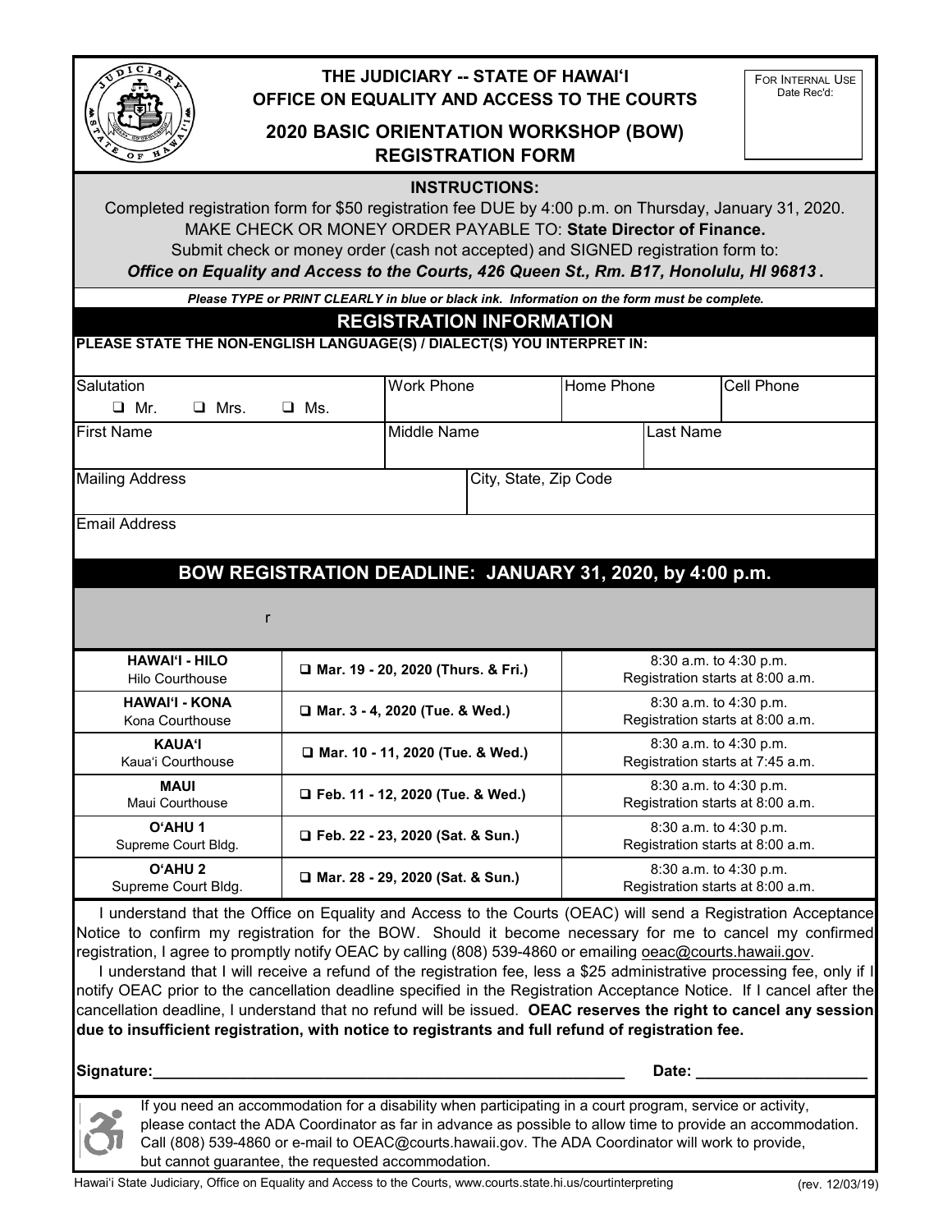# THE JUDICIARY -- STATE OF HAWAIʻI
## OFFICE ON EQUALITY AND ACCESS TO THE COURTS
## 2020 BASIC ORIENTATION WORKSHOP (BOW) REGISTRATION FORM

FOR INTERNAL USE
Date Rec'd:

**INSTRUCTIONS:**

Completed registration form for $50 registration fee DUE by 4:00 p.m. on Thursday, January 31, 2020.
MAKE CHECK OR MONEY ORDER PAYABLE TO: **State Director of Finance.**
Submit check or money order (cash not accepted) and SIGNED registration form to:
***Office on Equality and Access to the Courts, 426 Queen St., Rm. B17, Honolulu, HI 96813 .***

***Please TYPE or PRINT CLEARLY in blue or black ink. Information on the form must be complete.***

## REGISTRATION INFORMATION

**PLEASE STATE THE NON-ENGLISH LANGUAGE(S) / DIALECT(S) YOU INTERPRET IN:**

| | | | |
|---|---|---|---|
| Salutation ❑ Mr. ❑ Mrs. ❑ Ms. | Work Phone | Home Phone | Cell Phone |
| First Name | Middle Name | Last Name | |
| Mailing Address | City, State, Zip Code | | |
| Email Address | | | |

## BOW REGISTRATION DEADLINE: JANUARY 31, 2020, by 4:00 p.m.

r

| | | |
|---|---|---|
| **HAWAIʻI - HILO** Hilo Courthouse | ❑ **Mar. 19 - 20, 2020 (Thurs. & Fri.)** | 8:30 a.m. to 4:30 p.m. Registration starts at 8:00 a.m. |
| **HAWAIʻI - KONA** Kona Courthouse | ❑ **Mar. 3 - 4, 2020 (Tue. & Wed.)** | 8:30 a.m. to 4:30 p.m. Registration starts at 8:00 a.m. |
| **KAUAʻI** Kauaʻi Courthouse | ❑ **Mar. 10 - 11, 2020 (Tue. & Wed.)** | 8:30 a.m. to 4:30 p.m. Registration starts at 7:45 a.m. |
| **MAUI** Maui Courthouse | ❑ **Feb. 11 - 12, 2020 (Tue. & Wed.)** | 8:30 a.m. to 4:30 p.m. Registration starts at 8:00 a.m. |
| **OʻAHU 1** Supreme Court Bldg. | ❑ **Feb. 22 - 23, 2020 (Sat. & Sun.)** | 8:30 a.m. to 4:30 p.m. Registration starts at 8:00 a.m. |
| **OʻAHU 2** Supreme Court Bldg. | ❑ **Mar. 28 - 29, 2020 (Sat. & Sun.)** | 8:30 a.m. to 4:30 p.m. Registration starts at 8:00 a.m. |

I understand that the Office on Equality and Access to the Courts (OEAC) will send a Registration Acceptance Notice to confirm my registration for the BOW. Should it become necessary for me to cancel my confirmed registration, I agree to promptly notify OEAC by calling (808) 539-4860 or emailing oeac@courts.hawaii.gov.

I understand that I will receive a refund of the registration fee, less a $25 administrative processing fee, only if I notify OEAC prior to the cancellation deadline specified in the Registration Acceptance Notice. If I cancel after the cancellation deadline, I understand that no refund will be issued. **OEAC reserves the right to cancel any session due to insufficient registration, with notice to registrants and full refund of registration fee.**

**Signature:**_______________________________________________ **Date:** ____________________

If you need an accommodation for a disability when participating in a court program, service or activity, please contact the ADA Coordinator as far in advance as possible to allow time to provide an accommodation. Call (808) 539-4860 or e-mail to OEAC@courts.hawaii.gov. The ADA Coordinator will work to provide, but cannot guarantee, the requested accommodation.

Hawaiʻi State Judiciary, Office on Equality and Access to the Courts, www.courts.state.hi.us/courtinterpreting (rev. 12/03/19)